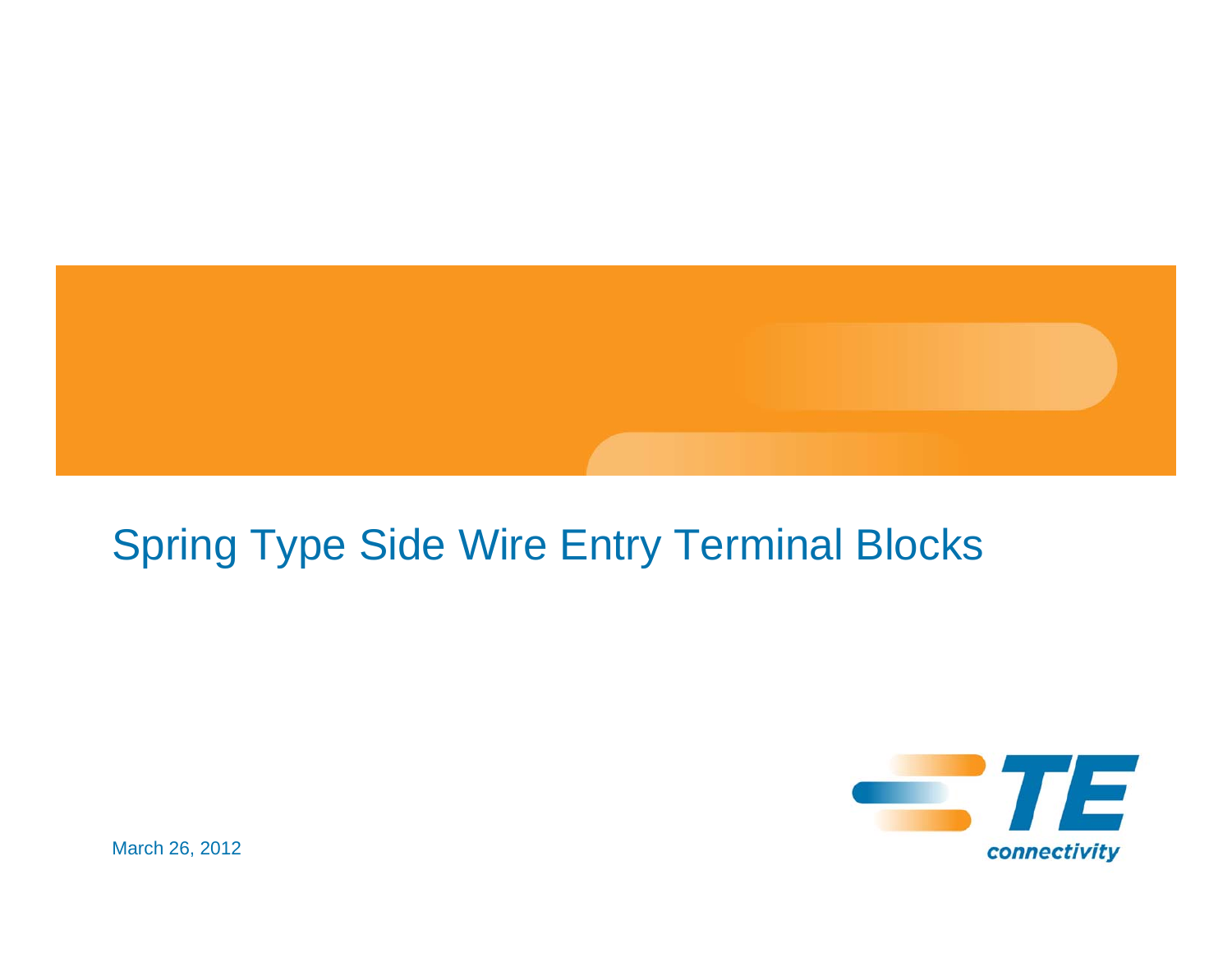# Spring Type Side Wire Entry Terminal Blocks

March 26, 2012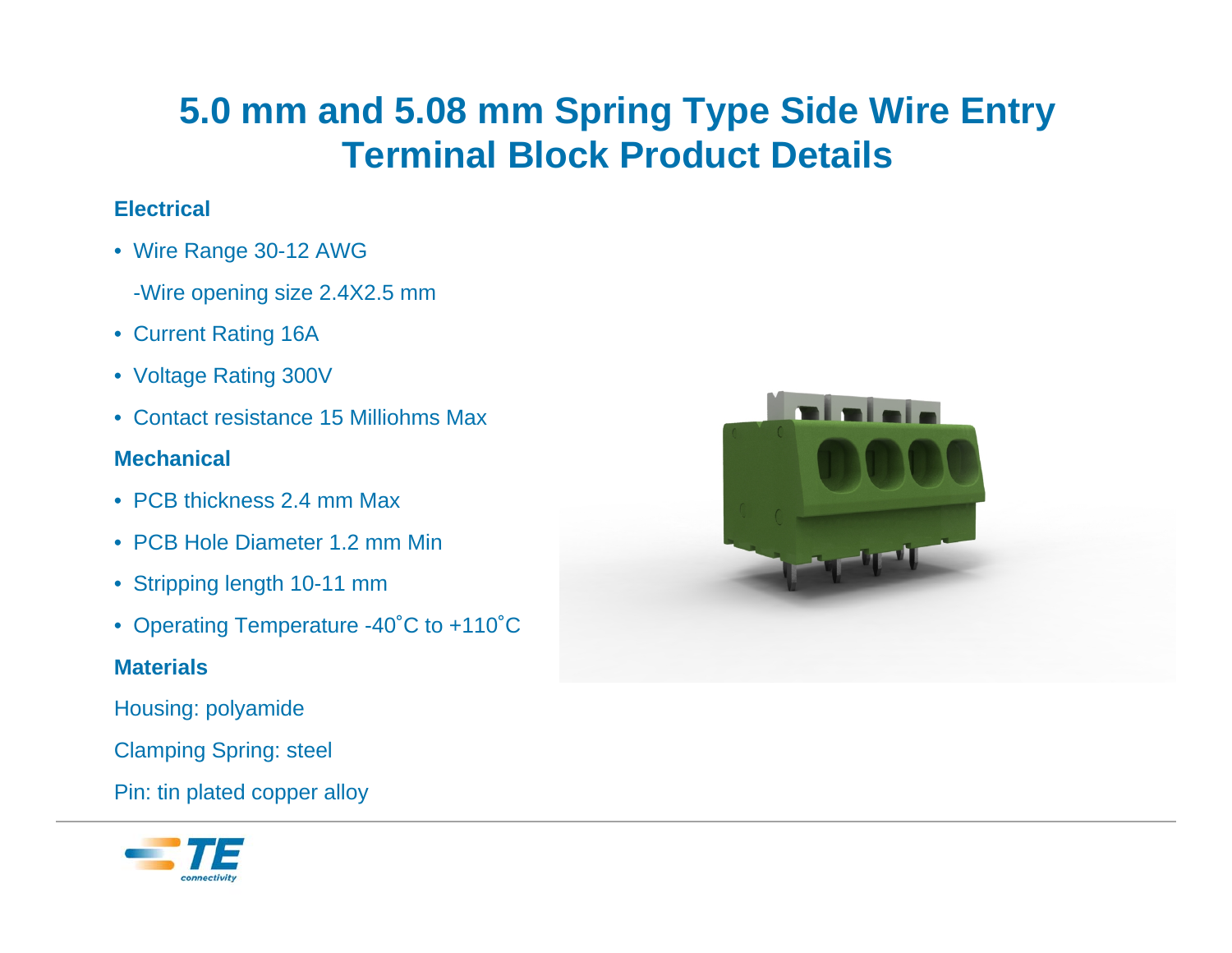# 5.0 mm and 5.08 mm Spring Type Side Wire Entry Terminal Block Product Details

### Electrical

- Wire Range 30-12 AWG

  -Wire opening size 2.4X2.5 mm
- Current Rating 16A
- Voltage Rating 300V
- Contact resistance 15 Milliohms Max

### Mechanical

- PCB thickness 2.4 mm Max
- PCB Hole Diameter 1.2 mm Min
- Stripping length 10-11 mm
- Operating Temperature -40˚C to +110˚C

### Materials

Housing: polyamide

Clamping Spring: steel

Pin: tin plated copper alloy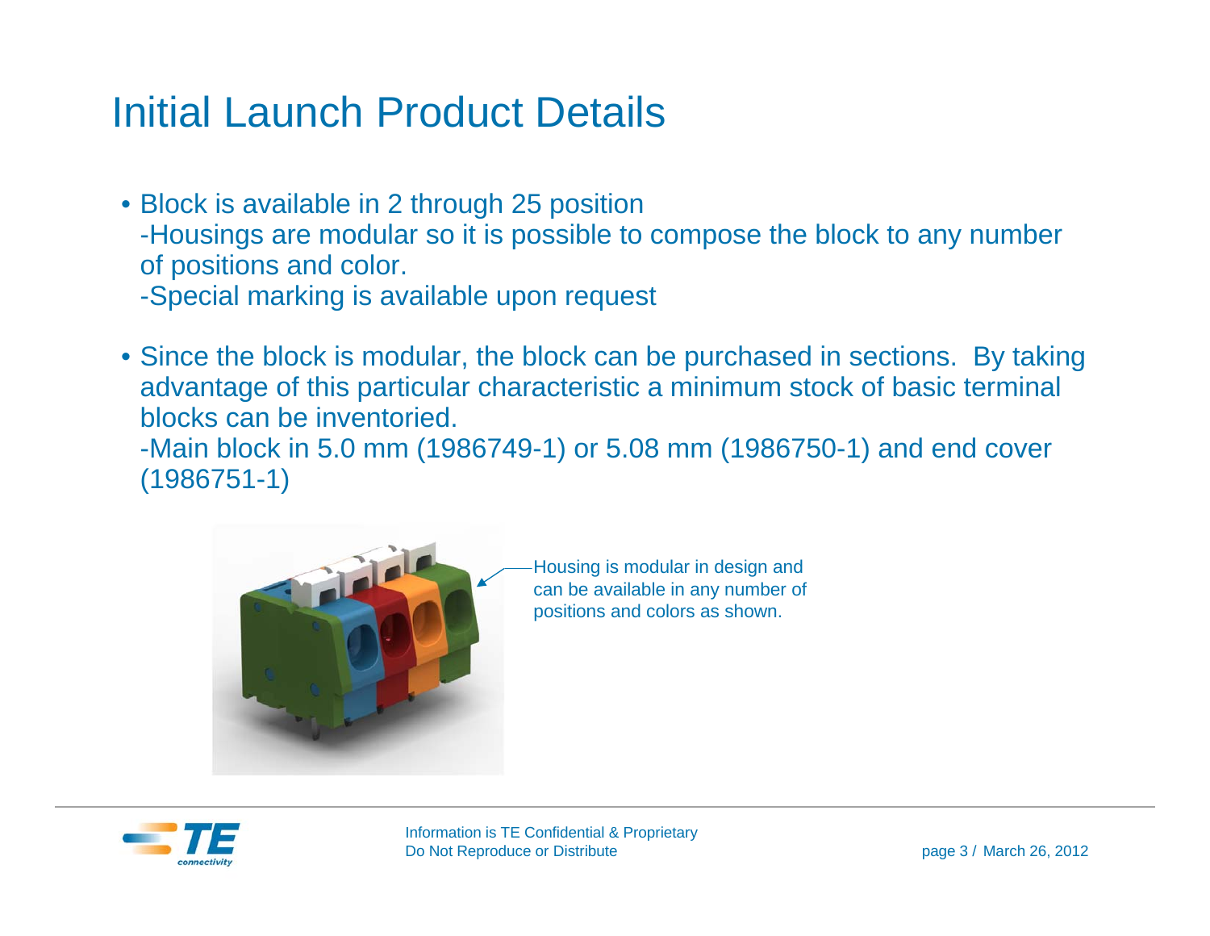# Initial Launch Product Details

- Block is available in 2 through 25 position
  -Housings are modular so it is possible to compose the block to any number of positions and color.
  -Special marking is available upon request

- Since the block is modular, the block can be purchased in sections. By taking advantage of this particular characteristic a minimum stock of basic terminal blocks can be inventoried.
  -Main block in 5.0 mm (1986749-1) or 5.08 mm (1986750-1) and end cover (1986751-1)

Housing is modular in design and can be available in any number of positions and colors as shown.

Information is TE Confidential & Proprietary
Do Not Reproduce or Distribute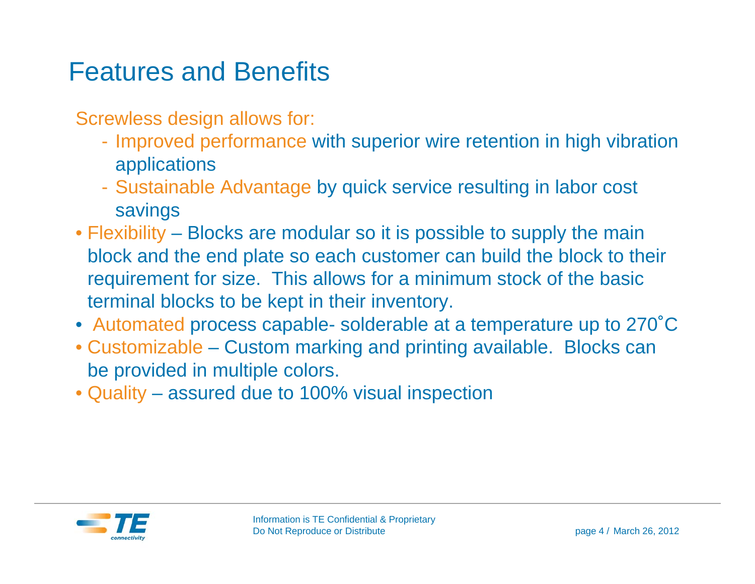# Features and Benefits

Screwless design allows for:

- Improved performance with superior wire retention in high vibration applications
- Sustainable Advantage by quick service resulting in labor cost savings

- Flexibility – Blocks are modular so it is possible to supply the main block and the end plate so each customer can build the block to their requirement for size. This allows for a minimum stock of the basic terminal blocks to be kept in their inventory.
- Automated process capable- solderable at a temperature up to 270˚C
- Customizable – Custom marking and printing available. Blocks can be provided in multiple colors.
- Quality – assured due to 100% visual inspection

Information is TE Confidential & Proprietary
Do Not Reproduce or Distribute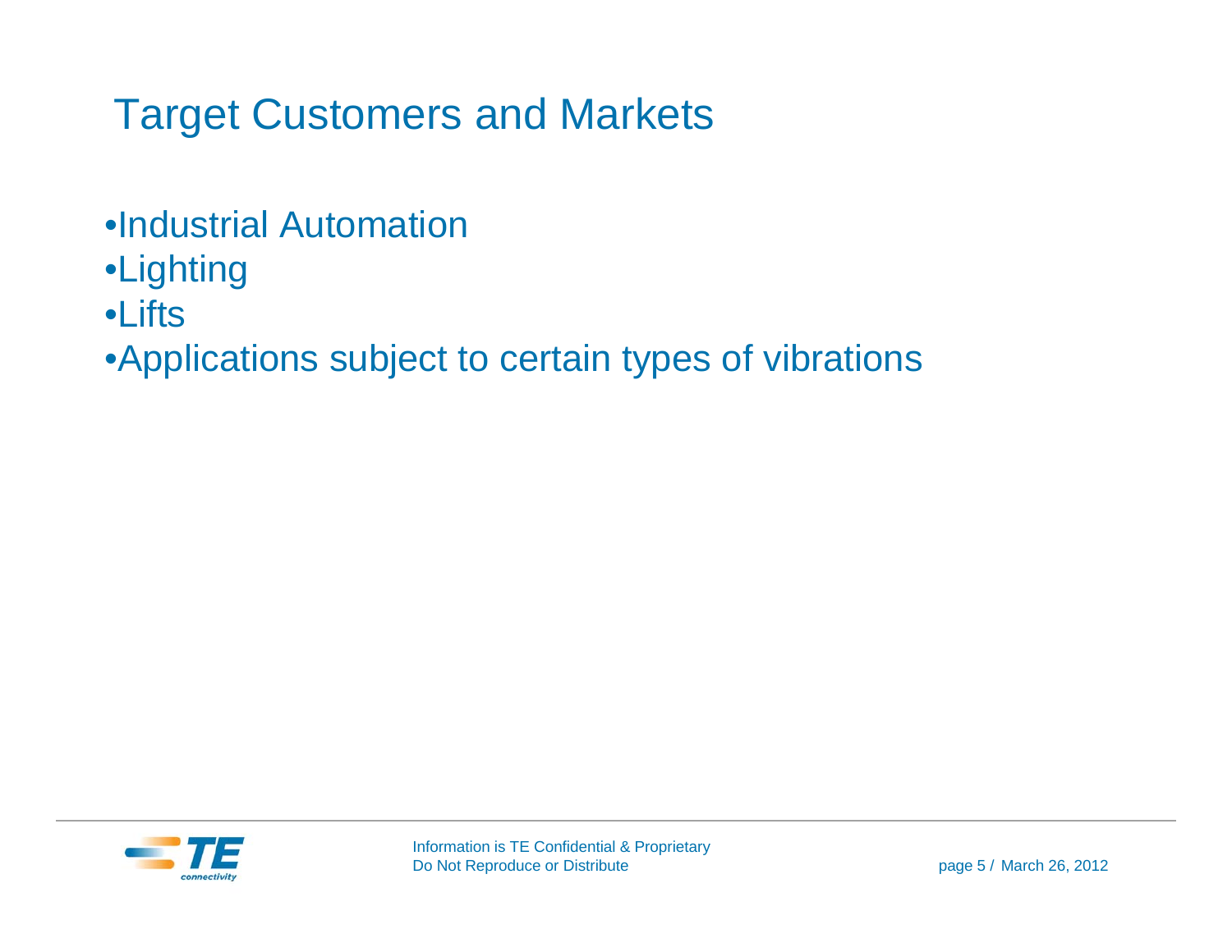# Target Customers and Markets

- Industrial Automation
- Lighting
- Lifts
- Applications subject to certain types of vibrations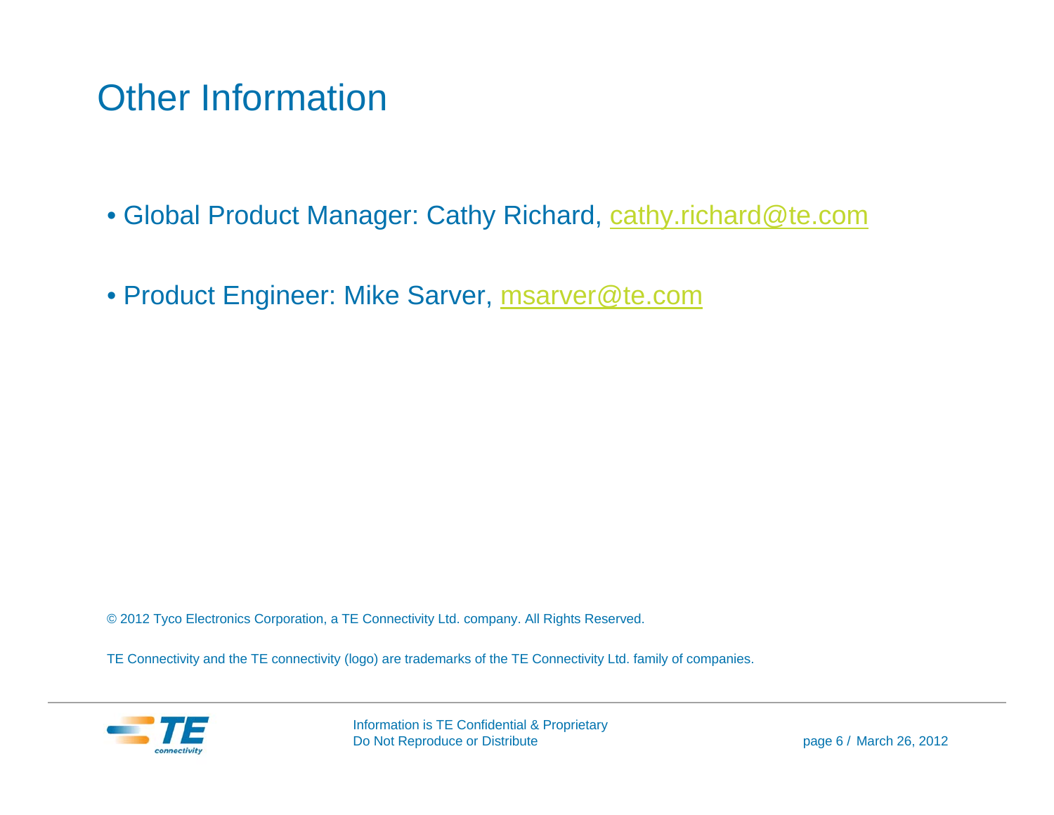# Other Information

- Global Product Manager: Cathy Richard, cathy.richard@te.com
- Product Engineer: Mike Sarver, msarver@te.com

© 2012 Tyco Electronics Corporation, a TE Connectivity Ltd. company. All Rights Reserved.

TE Connectivity and the TE connectivity (logo) are trademarks of the TE Connectivity Ltd. family of companies.